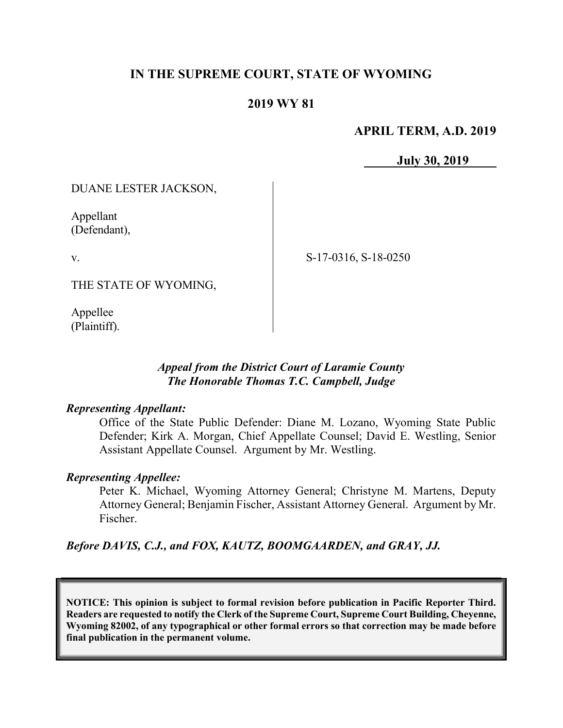**IN THE SUPREME COURT, STATE OF WYOMING**

**2019 WY 81**

**APRIL TERM, A.D. 2019**

**July 30, 2019**

DUANE LESTER JACKSON,

Appellant
(Defendant),

v.

THE STATE OF WYOMING,

Appellee
(Plaintiff).

S-17-0316, S-18-0250

*Appeal from the District Court of Laramie County*
*The Honorable Thomas T.C. Campbell, Judge*

***Representing Appellant:***

Office of the State Public Defender: Diane M. Lozano, Wyoming State Public Defender; Kirk A. Morgan, Chief Appellate Counsel; David E. Westling, Senior Assistant Appellate Counsel. Argument by Mr. Westling.

***Representing Appellee:***

Peter K. Michael, Wyoming Attorney General; Christyne M. Martens, Deputy Attorney General; Benjamin Fischer, Assistant Attorney General. Argument by Mr. Fischer.

***Before DAVIS, C.J., and FOX, KAUTZ, BOOMGAARDEN, and GRAY, JJ.***

**NOTICE: This opinion is subject to formal revision before publication in Pacific Reporter Third. Readers are requested to notify the Clerk of the Supreme Court, Supreme Court Building, Cheyenne, Wyoming 82002, of any typographical or other formal errors so that correction may be made before final publication in the permanent volume.**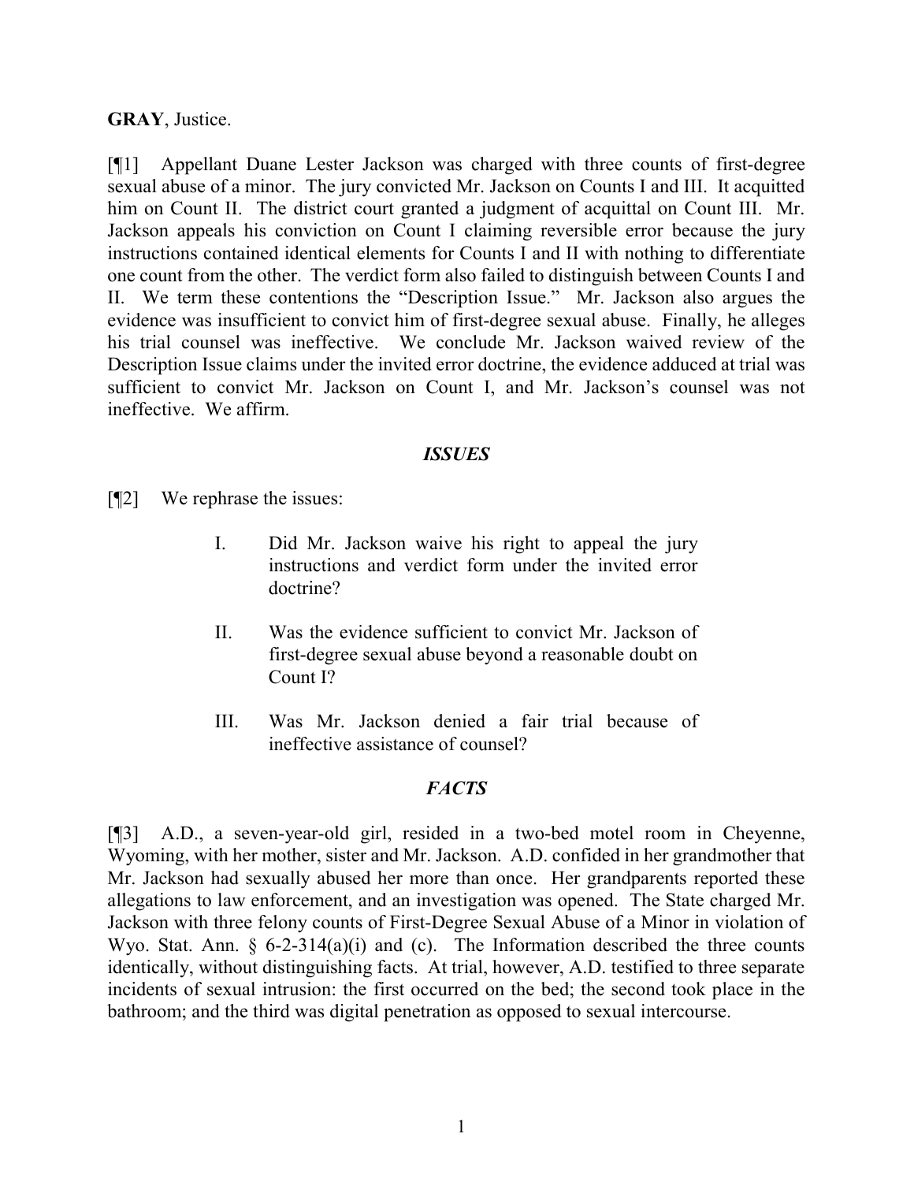**GRAY**, Justice.

[¶1] Appellant Duane Lester Jackson was charged with three counts of first-degree sexual abuse of a minor. The jury convicted Mr. Jackson on Counts I and III. It acquitted him on Count II. The district court granted a judgment of acquittal on Count III. Mr. Jackson appeals his conviction on Count I claiming reversible error because the jury instructions contained identical elements for Counts I and II with nothing to differentiate one count from the other. The verdict form also failed to distinguish between Counts I and II. We term these contentions the "Description Issue." Mr. Jackson also argues the evidence was insufficient to convict him of first-degree sexual abuse. Finally, he alleges his trial counsel was ineffective. We conclude Mr. Jackson waived review of the Description Issue claims under the invited error doctrine, the evidence adduced at trial was sufficient to convict Mr. Jackson on Count I, and Mr. Jackson's counsel was not ineffective. We affirm.

## *ISSUES*

[¶2] We rephrase the issues:

> I. Did Mr. Jackson waive his right to appeal the jury instructions and verdict form under the invited error doctrine?
>
> II. Was the evidence sufficient to convict Mr. Jackson of first-degree sexual abuse beyond a reasonable doubt on Count I?
>
> III. Was Mr. Jackson denied a fair trial because of ineffective assistance of counsel?

## *FACTS*

[¶3] A.D., a seven-year-old girl, resided in a two-bed motel room in Cheyenne, Wyoming, with her mother, sister and Mr. Jackson. A.D. confided in her grandmother that Mr. Jackson had sexually abused her more than once. Her grandparents reported these allegations to law enforcement, and an investigation was opened. The State charged Mr. Jackson with three felony counts of First-Degree Sexual Abuse of a Minor in violation of Wyo. Stat. Ann. § 6-2-314(a)(i) and (c). The Information described the three counts identically, without distinguishing facts. At trial, however, A.D. testified to three separate incidents of sexual intrusion: the first occurred on the bed; the second took place in the bathroom; and the third was digital penetration as opposed to sexual intercourse.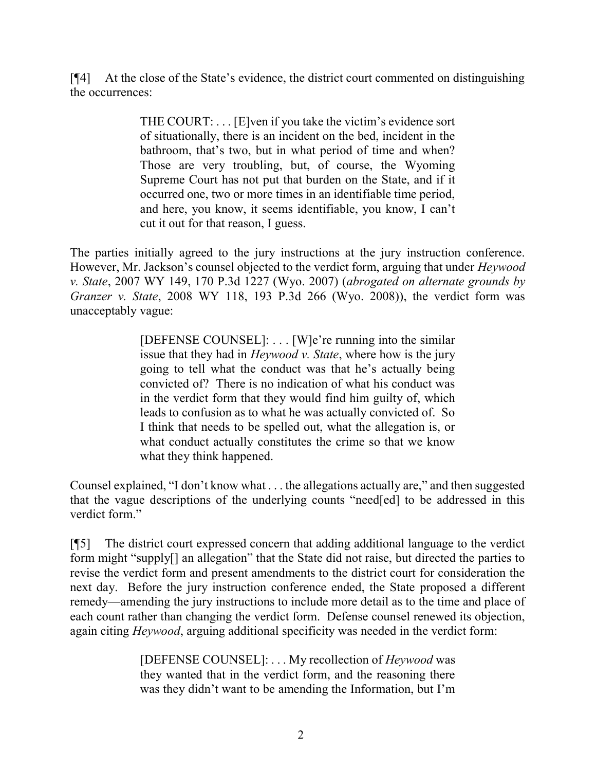[¶4] At the close of the State's evidence, the district court commented on distinguishing the occurrences:

> THE COURT: . . . [E]ven if you take the victim's evidence sort of situationally, there is an incident on the bed, incident in the bathroom, that's two, but in what period of time and when? Those are very troubling, but, of course, the Wyoming Supreme Court has not put that burden on the State, and if it occurred one, two or more times in an identifiable time period, and here, you know, it seems identifiable, you know, I can't cut it out for that reason, I guess.

The parties initially agreed to the jury instructions at the jury instruction conference. However, Mr. Jackson's counsel objected to the verdict form, arguing that under *Heywood v. State*, 2007 WY 149, 170 P.3d 1227 (Wyo. 2007) (*abrogated on alternate grounds by Granzer v. State*, 2008 WY 118, 193 P.3d 266 (Wyo. 2008)), the verdict form was unacceptably vague:

> [DEFENSE COUNSEL]: . . . [W]e're running into the similar issue that they had in *Heywood v. State*, where how is the jury going to tell what the conduct was that he's actually being convicted of? There is no indication of what his conduct was in the verdict form that they would find him guilty of, which leads to confusion as to what he was actually convicted of. So I think that needs to be spelled out, what the allegation is, or what conduct actually constitutes the crime so that we know what they think happened.

Counsel explained, "I don't know what . . . the allegations actually are," and then suggested that the vague descriptions of the underlying counts "need[ed] to be addressed in this verdict form."

[¶5] The district court expressed concern that adding additional language to the verdict form might "supply[] an allegation" that the State did not raise, but directed the parties to revise the verdict form and present amendments to the district court for consideration the next day. Before the jury instruction conference ended, the State proposed a different remedy—amending the jury instructions to include more detail as to the time and place of each count rather than changing the verdict form. Defense counsel renewed its objection, again citing *Heywood*, arguing additional specificity was needed in the verdict form:

> [DEFENSE COUNSEL]: . . . My recollection of *Heywood* was they wanted that in the verdict form, and the reasoning there was they didn't want to be amending the Information, but I'm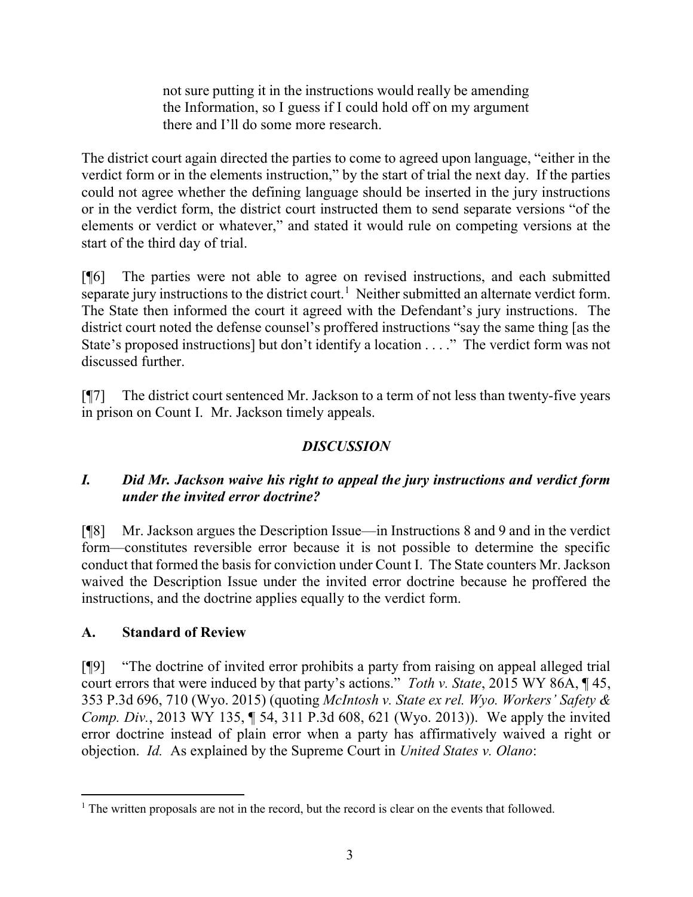> not sure putting it in the instructions would really be amending the Information, so I guess if I could hold off on my argument there and I'll do some more research.

The district court again directed the parties to come to agreed upon language, "either in the verdict form or in the elements instruction," by the start of trial the next day. If the parties could not agree whether the defining language should be inserted in the jury instructions or in the verdict form, the district court instructed them to send separate versions "of the elements or verdict or whatever," and stated it would rule on competing versions at the start of the third day of trial.

[¶6] The parties were not able to agree on revised instructions, and each submitted separate jury instructions to the district court.[1] Neither submitted an alternate verdict form. The State then informed the court it agreed with the Defendant's jury instructions. The district court noted the defense counsel's proffered instructions "say the same thing [as the State's proposed instructions] but don't identify a location . . . ." The verdict form was not discussed further.

[¶7] The district court sentenced Mr. Jackson to a term of not less than twenty-five years in prison on Count I. Mr. Jackson timely appeals.

## *DISCUSSION*

### *I. Did Mr. Jackson waive his right to appeal the jury instructions and verdict form under the invited error doctrine?*

[¶8] Mr. Jackson argues the Description Issue—in Instructions 8 and 9 and in the verdict form—constitutes reversible error because it is not possible to determine the specific conduct that formed the basis for conviction under Count I. The State counters Mr. Jackson waived the Description Issue under the invited error doctrine because he proffered the instructions, and the doctrine applies equally to the verdict form.

### A. Standard of Review

[¶9] "The doctrine of invited error prohibits a party from raising on appeal alleged trial court errors that were induced by that party's actions." *Toth v. State*, 2015 WY 86A, ¶ 45, 353 P.3d 696, 710 (Wyo. 2015) (quoting *McIntosh v. State ex rel. Wyo. Workers' Safety & Comp. Div.*, 2013 WY 135, ¶ 54, 311 P.3d 608, 621 (Wyo. 2013)). We apply the invited error doctrine instead of plain error when a party has affirmatively waived a right or objection. *Id.* As explained by the Supreme Court in *United States v. Olano*:

[1] The written proposals are not in the record, but the record is clear on the events that followed.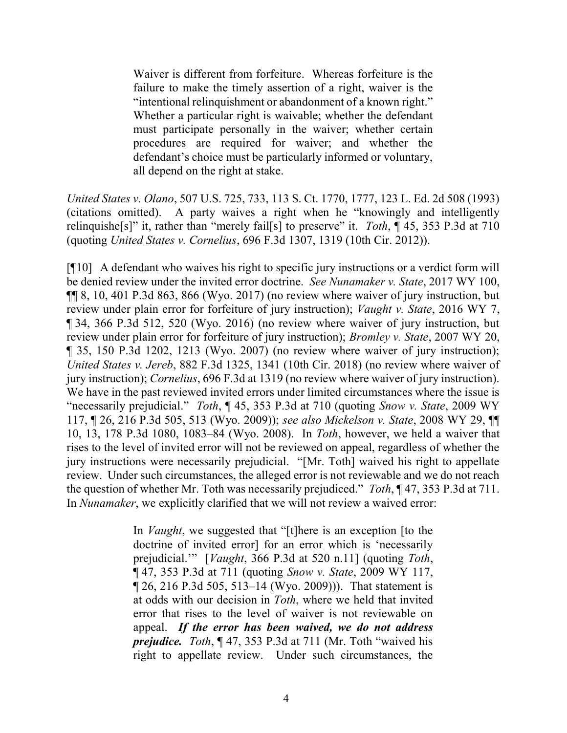> Waiver is different from forfeiture. Whereas forfeiture is the failure to make the timely assertion of a right, waiver is the "intentional relinquishment or abandonment of a known right." Whether a particular right is waivable; whether the defendant must participate personally in the waiver; whether certain procedures are required for waiver; and whether the defendant's choice must be particularly informed or voluntary, all depend on the right at stake.

*United States v. Olano*, 507 U.S. 725, 733, 113 S. Ct. 1770, 1777, 123 L. Ed. 2d 508 (1993) (citations omitted). A party waives a right when he "knowingly and intelligently relinquishe[s]" it, rather than "merely fail[s] to preserve" it. *Toth*, ¶ 45, 353 P.3d at 710 (quoting *United States v. Cornelius*, 696 F.3d 1307, 1319 (10th Cir. 2012)).

[¶10] A defendant who waives his right to specific jury instructions or a verdict form will be denied review under the invited error doctrine. *See Nunamaker v. State*, 2017 WY 100, ¶¶ 8, 10, 401 P.3d 863, 866 (Wyo. 2017) (no review where waiver of jury instruction, but review under plain error for forfeiture of jury instruction); *Vaught v. State*, 2016 WY 7, ¶ 34, 366 P.3d 512, 520 (Wyo. 2016) (no review where waiver of jury instruction, but review under plain error for forfeiture of jury instruction); *Bromley v. State*, 2007 WY 20, ¶ 35, 150 P.3d 1202, 1213 (Wyo. 2007) (no review where waiver of jury instruction); *United States v. Jereb*, 882 F.3d 1325, 1341 (10th Cir. 2018) (no review where waiver of jury instruction); *Cornelius*, 696 F.3d at 1319 (no review where waiver of jury instruction). We have in the past reviewed invited errors under limited circumstances where the issue is "necessarily prejudicial." *Toth*, ¶ 45, 353 P.3d at 710 (quoting *Snow v. State*, 2009 WY 117, ¶ 26, 216 P.3d 505, 513 (Wyo. 2009)); *see also Mickelson v. State*, 2008 WY 29, ¶¶ 10, 13, 178 P.3d 1080, 1083–84 (Wyo. 2008). In *Toth*, however, we held a waiver that rises to the level of invited error will not be reviewed on appeal, regardless of whether the jury instructions were necessarily prejudicial. "[Mr. Toth] waived his right to appellate review. Under such circumstances, the alleged error is not reviewable and we do not reach the question of whether Mr. Toth was necessarily prejudiced." *Toth*, ¶ 47, 353 P.3d at 711. In *Nunamaker*, we explicitly clarified that we will not review a waived error:

> In *Vaught*, we suggested that "[t]here is an exception [to the doctrine of invited error] for an error which is 'necessarily prejudicial.'" [*Vaught*, 366 P.3d at 520 n.11] (quoting *Toth*, ¶ 47, 353 P.3d at 711 (quoting *Snow v. State*, 2009 WY 117, ¶ 26, 216 P.3d 505, 513–14 (Wyo. 2009))). That statement is at odds with our decision in *Toth*, where we held that invited error that rises to the level of waiver is not reviewable on appeal. ***If the error has been waived, we do not address prejudice.*** *Toth*, ¶ 47, 353 P.3d at 711 (Mr. Toth "waived his right to appellate review. Under such circumstances, the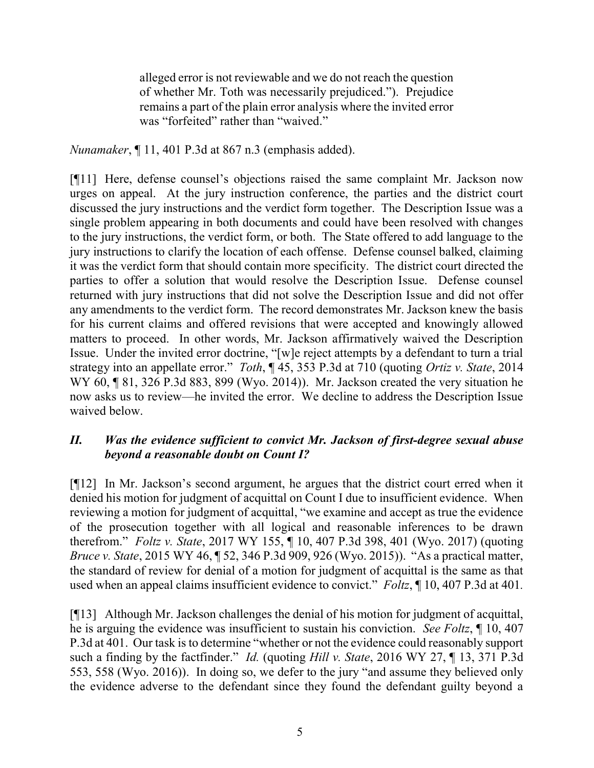> alleged error is not reviewable and we do not reach the question of whether Mr. Toth was necessarily prejudiced."). Prejudice remains a part of the plain error analysis where the invited error was "forfeited" rather than "waived."

*Nunamaker*, ¶ 11, 401 P.3d at 867 n.3 (emphasis added).

[¶11] Here, defense counsel's objections raised the same complaint Mr. Jackson now urges on appeal. At the jury instruction conference, the parties and the district court discussed the jury instructions and the verdict form together. The Description Issue was a single problem appearing in both documents and could have been resolved with changes to the jury instructions, the verdict form, or both. The State offered to add language to the jury instructions to clarify the location of each offense. Defense counsel balked, claiming it was the verdict form that should contain more specificity. The district court directed the parties to offer a solution that would resolve the Description Issue. Defense counsel returned with jury instructions that did not solve the Description Issue and did not offer any amendments to the verdict form. The record demonstrates Mr. Jackson knew the basis for his current claims and offered revisions that were accepted and knowingly allowed matters to proceed. In other words, Mr. Jackson affirmatively waived the Description Issue. Under the invited error doctrine, "[w]e reject attempts by a defendant to turn a trial strategy into an appellate error." *Toth*, ¶ 45, 353 P.3d at 710 (quoting *Ortiz v. State*, 2014 WY 60, ¶ 81, 326 P.3d 883, 899 (Wyo. 2014)). Mr. Jackson created the very situation he now asks us to review—he invited the error. We decline to address the Description Issue waived below.

## *II. Was the evidence sufficient to convict Mr. Jackson of first-degree sexual abuse beyond a reasonable doubt on Count I?*

[¶12] In Mr. Jackson's second argument, he argues that the district court erred when it denied his motion for judgment of acquittal on Count I due to insufficient evidence. When reviewing a motion for judgment of acquittal, "we examine and accept as true the evidence of the prosecution together with all logical and reasonable inferences to be drawn therefrom." *Foltz v. State*, 2017 WY 155, ¶ 10, 407 P.3d 398, 401 (Wyo. 2017) (quoting *Bruce v. State*, 2015 WY 46, ¶ 52, 346 P.3d 909, 926 (Wyo. 2015)). "As a practical matter, the standard of review for denial of a motion for judgment of acquittal is the same as that used when an appeal claims insufficient evidence to convict." *Foltz*, ¶ 10, 407 P.3d at 401.

[¶13] Although Mr. Jackson challenges the denial of his motion for judgment of acquittal, he is arguing the evidence was insufficient to sustain his conviction. *See Foltz*, ¶ 10, 407 P.3d at 401. Our task is to determine "whether or not the evidence could reasonably support such a finding by the factfinder." *Id.* (quoting *Hill v. State*, 2016 WY 27, ¶ 13, 371 P.3d 553, 558 (Wyo. 2016)). In doing so, we defer to the jury "and assume they believed only the evidence adverse to the defendant since they found the defendant guilty beyond a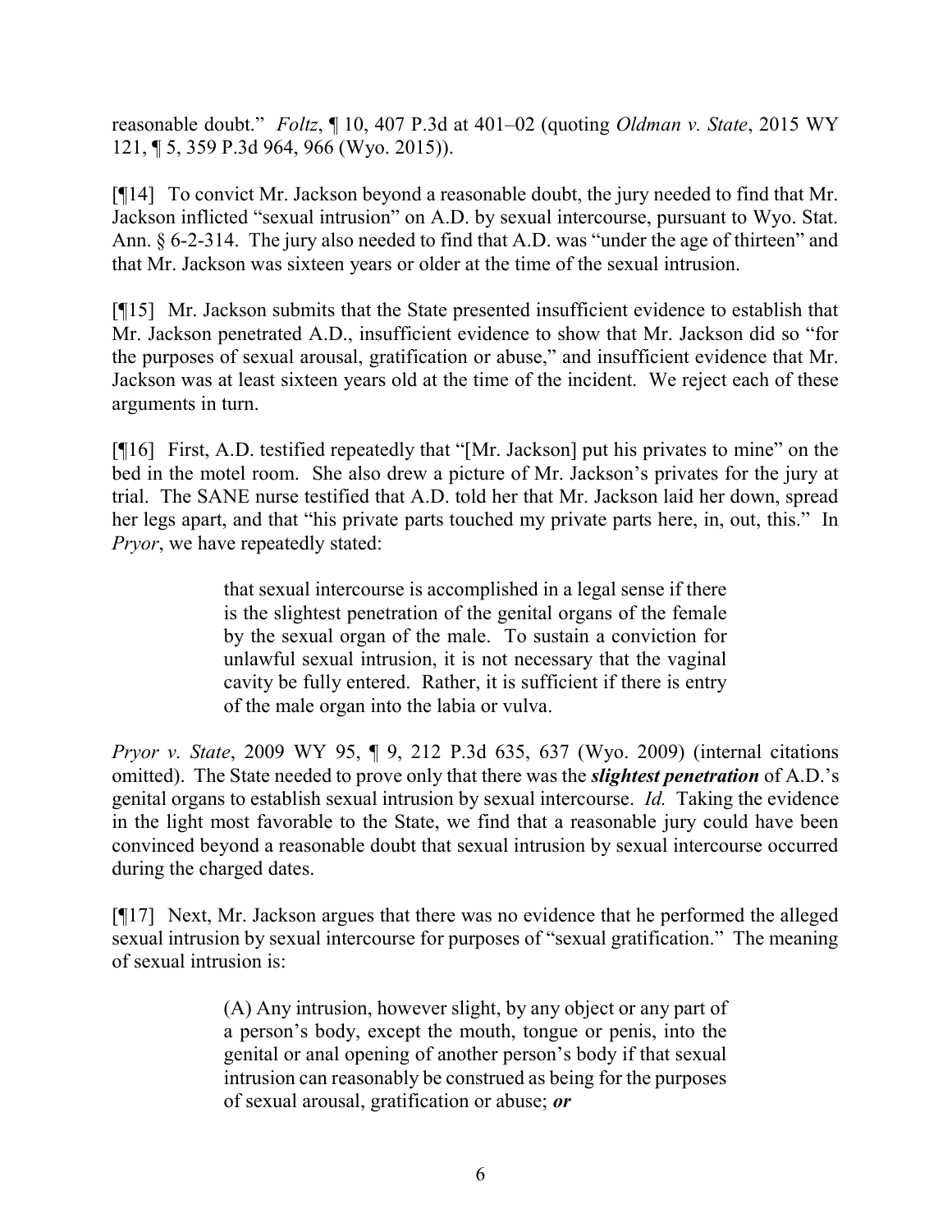reasonable doubt." *Foltz*, ¶ 10, 407 P.3d at 401–02 (quoting *Oldman v. State*, 2015 WY 121, ¶ 5, 359 P.3d 964, 966 (Wyo. 2015)).

[¶14] To convict Mr. Jackson beyond a reasonable doubt, the jury needed to find that Mr. Jackson inflicted "sexual intrusion" on A.D. by sexual intercourse, pursuant to Wyo. Stat. Ann. § 6-2-314. The jury also needed to find that A.D. was "under the age of thirteen" and that Mr. Jackson was sixteen years or older at the time of the sexual intrusion.

[¶15] Mr. Jackson submits that the State presented insufficient evidence to establish that Mr. Jackson penetrated A.D., insufficient evidence to show that Mr. Jackson did so "for the purposes of sexual arousal, gratification or abuse," and insufficient evidence that Mr. Jackson was at least sixteen years old at the time of the incident. We reject each of these arguments in turn.

[¶16] First, A.D. testified repeatedly that "[Mr. Jackson] put his privates to mine" on the bed in the motel room. She also drew a picture of Mr. Jackson's privates for the jury at trial. The SANE nurse testified that A.D. told her that Mr. Jackson laid her down, spread her legs apart, and that "his private parts touched my private parts here, in, out, this." In *Pryor*, we have repeatedly stated:

> that sexual intercourse is accomplished in a legal sense if there is the slightest penetration of the genital organs of the female by the sexual organ of the male. To sustain a conviction for unlawful sexual intrusion, it is not necessary that the vaginal cavity be fully entered. Rather, it is sufficient if there is entry of the male organ into the labia or vulva.

*Pryor v. State*, 2009 WY 95, ¶ 9, 212 P.3d 635, 637 (Wyo. 2009) (internal citations omitted). The State needed to prove only that there was the ***slightest penetration*** of A.D.'s genital organs to establish sexual intrusion by sexual intercourse. *Id.* Taking the evidence in the light most favorable to the State, we find that a reasonable jury could have been convinced beyond a reasonable doubt that sexual intrusion by sexual intercourse occurred during the charged dates.

[¶17] Next, Mr. Jackson argues that there was no evidence that he performed the alleged sexual intrusion by sexual intercourse for purposes of "sexual gratification." The meaning of sexual intrusion is:

> (A) Any intrusion, however slight, by any object or any part of a person's body, except the mouth, tongue or penis, into the genital or anal opening of another person's body if that sexual intrusion can reasonably be construed as being for the purposes of sexual arousal, gratification or abuse; ***or***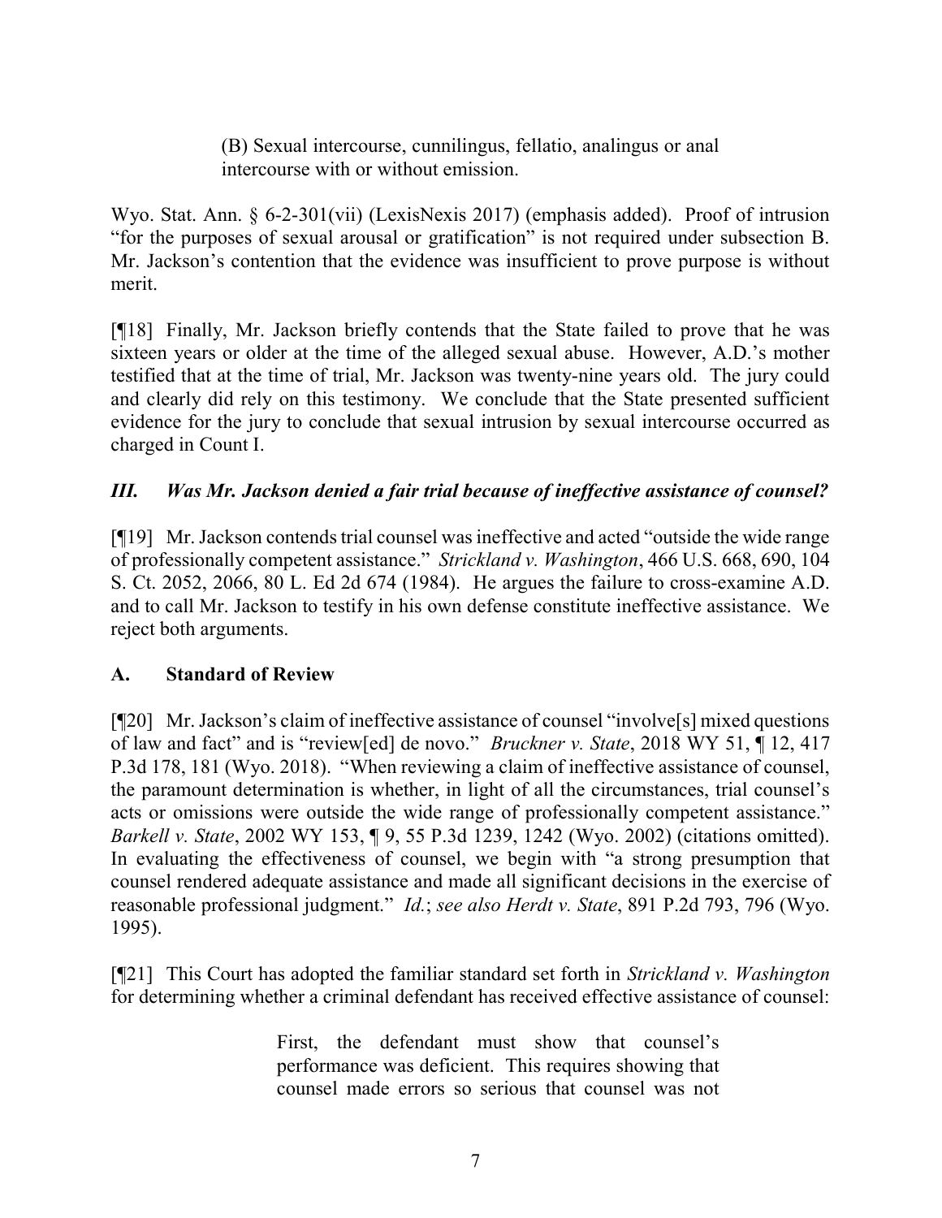> (B) Sexual intercourse, cunnilingus, fellatio, analingus or anal intercourse with or without emission.

Wyo. Stat. Ann. § 6-2-301(vii) (LexisNexis 2017) (emphasis added). Proof of intrusion "for the purposes of sexual arousal or gratification" is not required under subsection B. Mr. Jackson's contention that the evidence was insufficient to prove purpose is without merit.

[¶18] Finally, Mr. Jackson briefly contends that the State failed to prove that he was sixteen years or older at the time of the alleged sexual abuse. However, A.D.'s mother testified that at the time of trial, Mr. Jackson was twenty-nine years old. The jury could and clearly did rely on this testimony. We conclude that the State presented sufficient evidence for the jury to conclude that sexual intrusion by sexual intercourse occurred as charged in Count I.

### *III. Was Mr. Jackson denied a fair trial because of ineffective assistance of counsel?*

[¶19] Mr. Jackson contends trial counsel was ineffective and acted "outside the wide range of professionally competent assistance." *Strickland v. Washington*, 466 U.S. 668, 690, 104 S. Ct. 2052, 2066, 80 L. Ed 2d 674 (1984). He argues the failure to cross-examine A.D. and to call Mr. Jackson to testify in his own defense constitute ineffective assistance. We reject both arguments.

### A. Standard of Review

[¶20] Mr. Jackson's claim of ineffective assistance of counsel "involve[s] mixed questions of law and fact" and is "review[ed] de novo." *Bruckner v. State*, 2018 WY 51, ¶ 12, 417 P.3d 178, 181 (Wyo. 2018). "When reviewing a claim of ineffective assistance of counsel, the paramount determination is whether, in light of all the circumstances, trial counsel's acts or omissions were outside the wide range of professionally competent assistance." *Barkell v. State*, 2002 WY 153, ¶ 9, 55 P.3d 1239, 1242 (Wyo. 2002) (citations omitted). In evaluating the effectiveness of counsel, we begin with "a strong presumption that counsel rendered adequate assistance and made all significant decisions in the exercise of reasonable professional judgment." *Id.*; *see also Herdt v. State*, 891 P.2d 793, 796 (Wyo. 1995).

[¶21] This Court has adopted the familiar standard set forth in *Strickland v. Washington* for determining whether a criminal defendant has received effective assistance of counsel:

> First, the defendant must show that counsel's performance was deficient. This requires showing that counsel made errors so serious that counsel was not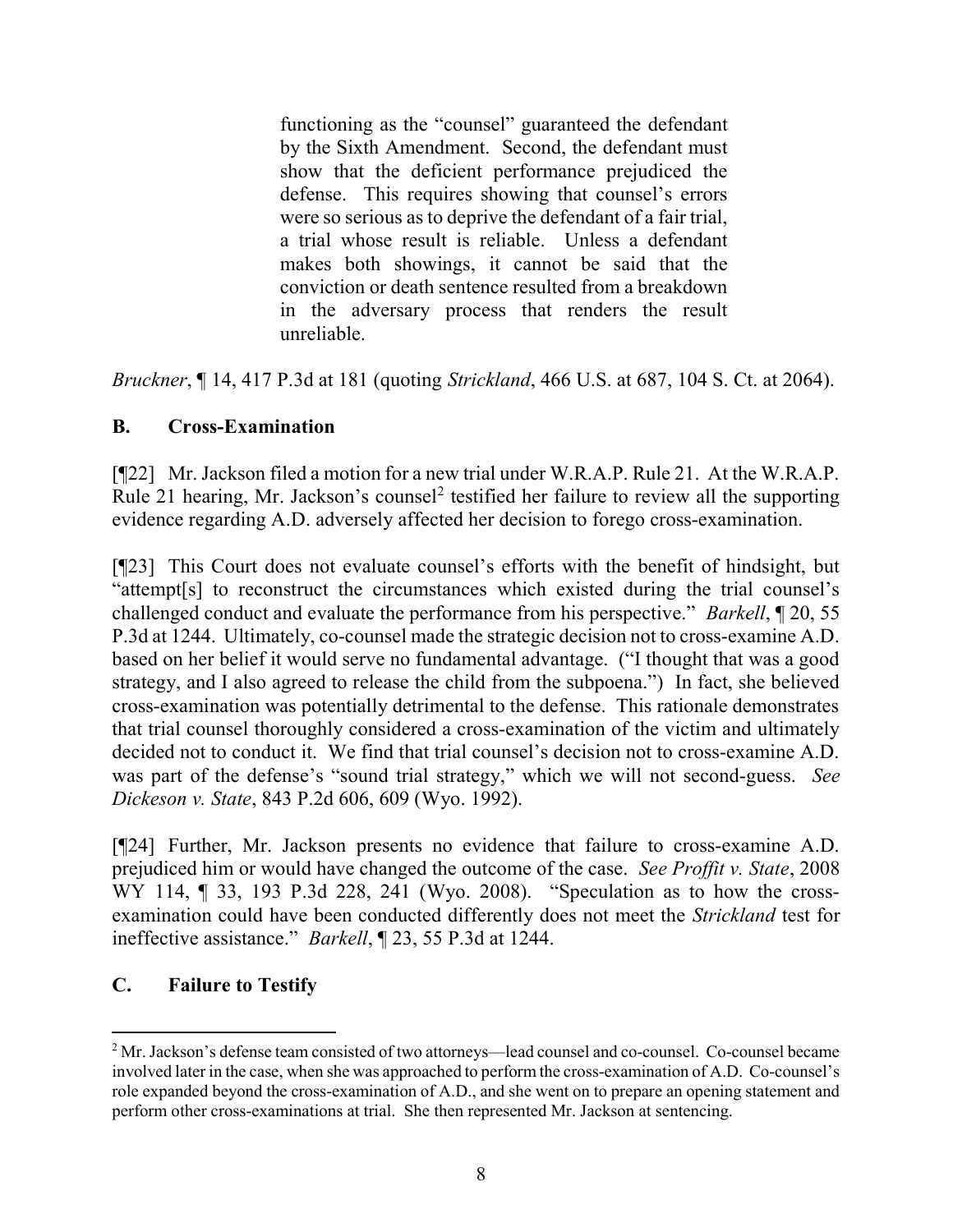> functioning as the "counsel" guaranteed the defendant by the Sixth Amendment. Second, the defendant must show that the deficient performance prejudiced the defense. This requires showing that counsel's errors were so serious as to deprive the defendant of a fair trial, a trial whose result is reliable. Unless a defendant makes both showings, it cannot be said that the conviction or death sentence resulted from a breakdown in the adversary process that renders the result unreliable.

*Bruckner*, ¶ 14, 417 P.3d at 181 (quoting *Strickland*, 466 U.S. at 687, 104 S. Ct. at 2064).

## B. Cross-Examination

[¶22] Mr. Jackson filed a motion for a new trial under W.R.A.P. Rule 21. At the W.R.A.P. Rule 21 hearing, Mr. Jackson's counsel[2] testified her failure to review all the supporting evidence regarding A.D. adversely affected her decision to forego cross-examination.

[¶23] This Court does not evaluate counsel's efforts with the benefit of hindsight, but "attempt[s] to reconstruct the circumstances which existed during the trial counsel's challenged conduct and evaluate the performance from his perspective." *Barkell*, ¶ 20, 55 P.3d at 1244. Ultimately, co-counsel made the strategic decision not to cross-examine A.D. based on her belief it would serve no fundamental advantage. ("I thought that was a good strategy, and I also agreed to release the child from the subpoena.") In fact, she believed cross-examination was potentially detrimental to the defense. This rationale demonstrates that trial counsel thoroughly considered a cross-examination of the victim and ultimately decided not to conduct it. We find that trial counsel's decision not to cross-examine A.D. was part of the defense's "sound trial strategy," which we will not second-guess. *See Dickeson v. State*, 843 P.2d 606, 609 (Wyo. 1992).

[¶24] Further, Mr. Jackson presents no evidence that failure to cross-examine A.D. prejudiced him or would have changed the outcome of the case. *See Proffit v. State*, 2008 WY 114, ¶ 33, 193 P.3d 228, 241 (Wyo. 2008). "Speculation as to how the cross-examination could have been conducted differently does not meet the *Strickland* test for ineffective assistance." *Barkell*, ¶ 23, 55 P.3d at 1244.

## C. Failure to Testify

---

[2] Mr. Jackson's defense team consisted of two attorneys—lead counsel and co-counsel. Co-counsel became involved later in the case, when she was approached to perform the cross-examination of A.D. Co-counsel's role expanded beyond the cross-examination of A.D., and she went on to prepare an opening statement and perform other cross-examinations at trial. She then represented Mr. Jackson at sentencing.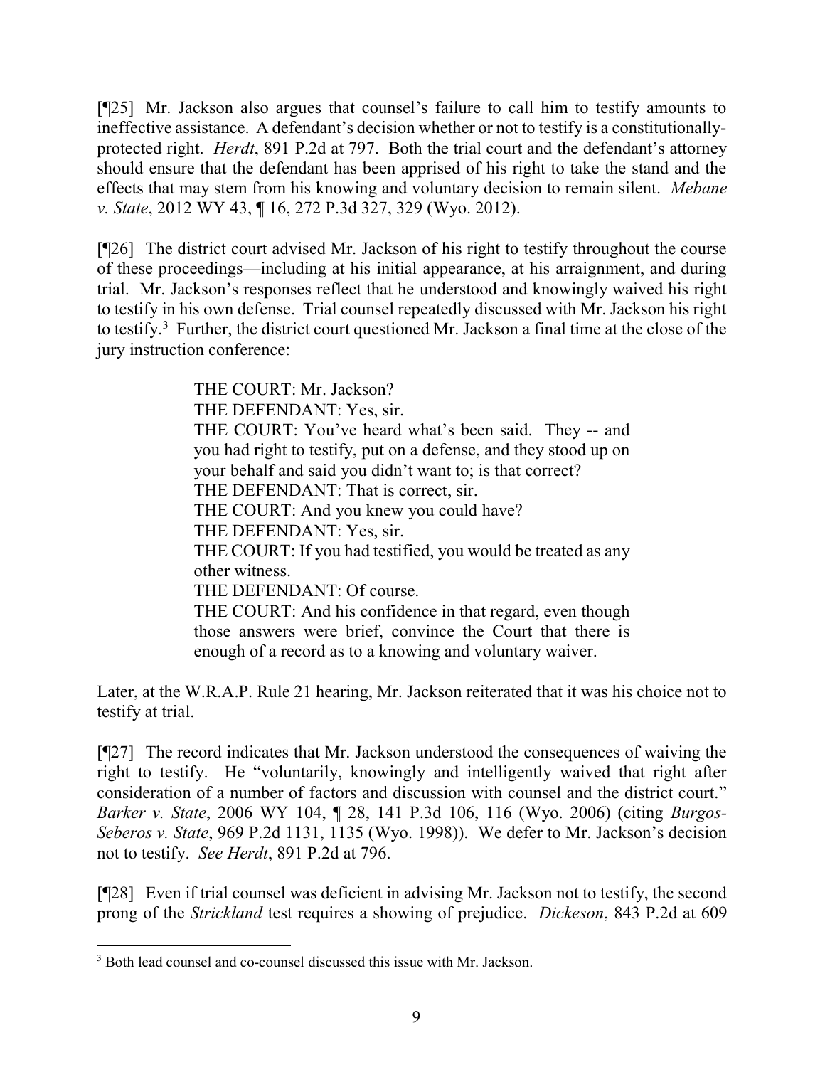[¶25] Mr. Jackson also argues that counsel's failure to call him to testify amounts to ineffective assistance. A defendant's decision whether or not to testify is a constitutionally-protected right. *Herdt*, 891 P.2d at 797. Both the trial court and the defendant's attorney should ensure that the defendant has been apprised of his right to take the stand and the effects that may stem from his knowing and voluntary decision to remain silent. *Mebane v. State*, 2012 WY 43, ¶ 16, 272 P.3d 327, 329 (Wyo. 2012).

[¶26] The district court advised Mr. Jackson of his right to testify throughout the course of these proceedings—including at his initial appearance, at his arraignment, and during trial. Mr. Jackson's responses reflect that he understood and knowingly waived his right to testify in his own defense. Trial counsel repeatedly discussed with Mr. Jackson his right to testify.[3] Further, the district court questioned Mr. Jackson a final time at the close of the jury instruction conference:

> THE COURT: Mr. Jackson?
> THE DEFENDANT: Yes, sir.
> THE COURT: You've heard what's been said. They -- and you had right to testify, put on a defense, and they stood up on your behalf and said you didn't want to; is that correct?
> THE DEFENDANT: That is correct, sir.
> THE COURT: And you knew you could have?
> THE DEFENDANT: Yes, sir.
> THE COURT: If you had testified, you would be treated as any other witness.
> THE DEFENDANT: Of course.
> THE COURT: And his confidence in that regard, even though those answers were brief, convince the Court that there is enough of a record as to a knowing and voluntary waiver.

Later, at the W.R.A.P. Rule 21 hearing, Mr. Jackson reiterated that it was his choice not to testify at trial.

[¶27] The record indicates that Mr. Jackson understood the consequences of waiving the right to testify. He "voluntarily, knowingly and intelligently waived that right after consideration of a number of factors and discussion with counsel and the district court." *Barker v. State*, 2006 WY 104, ¶ 28, 141 P.3d 106, 116 (Wyo. 2006) (citing *Burgos-Seberos v. State*, 969 P.2d 1131, 1135 (Wyo. 1998)). We defer to Mr. Jackson's decision not to testify. *See Herdt*, 891 P.2d at 796.

[¶28] Even if trial counsel was deficient in advising Mr. Jackson not to testify, the second prong of the *Strickland* test requires a showing of prejudice. *Dickeson*, 843 P.2d at 609

---

[3] Both lead counsel and co-counsel discussed this issue with Mr. Jackson.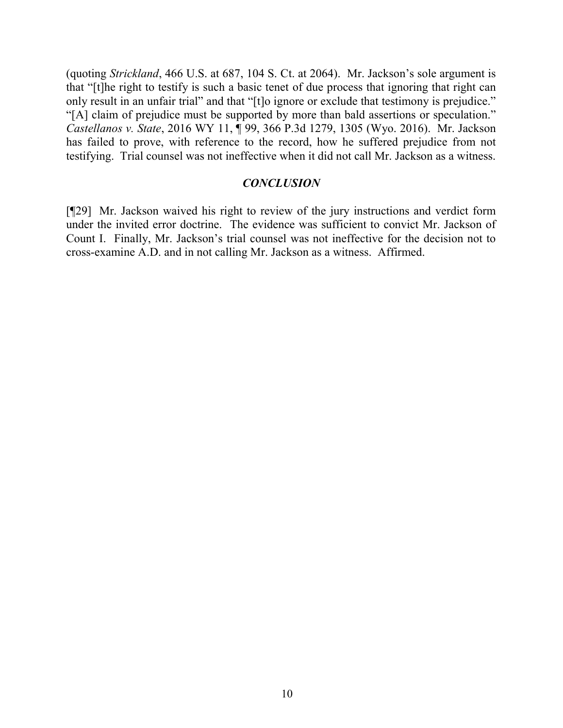(quoting *Strickland*, 466 U.S. at 687, 104 S. Ct. at 2064). Mr. Jackson's sole argument is that "[t]he right to testify is such a basic tenet of due process that ignoring that right can only result in an unfair trial" and that "[t]o ignore or exclude that testimony is prejudice." "[A] claim of prejudice must be supported by more than bald assertions or speculation." *Castellanos v. State*, 2016 WY 11, ¶ 99, 366 P.3d 1279, 1305 (Wyo. 2016). Mr. Jackson has failed to prove, with reference to the record, how he suffered prejudice from not testifying. Trial counsel was not ineffective when it did not call Mr. Jackson as a witness.

## *CONCLUSION*

[¶29] Mr. Jackson waived his right to review of the jury instructions and verdict form under the invited error doctrine. The evidence was sufficient to convict Mr. Jackson of Count I. Finally, Mr. Jackson's trial counsel was not ineffective for the decision not to cross-examine A.D. and in not calling Mr. Jackson as a witness. Affirmed.